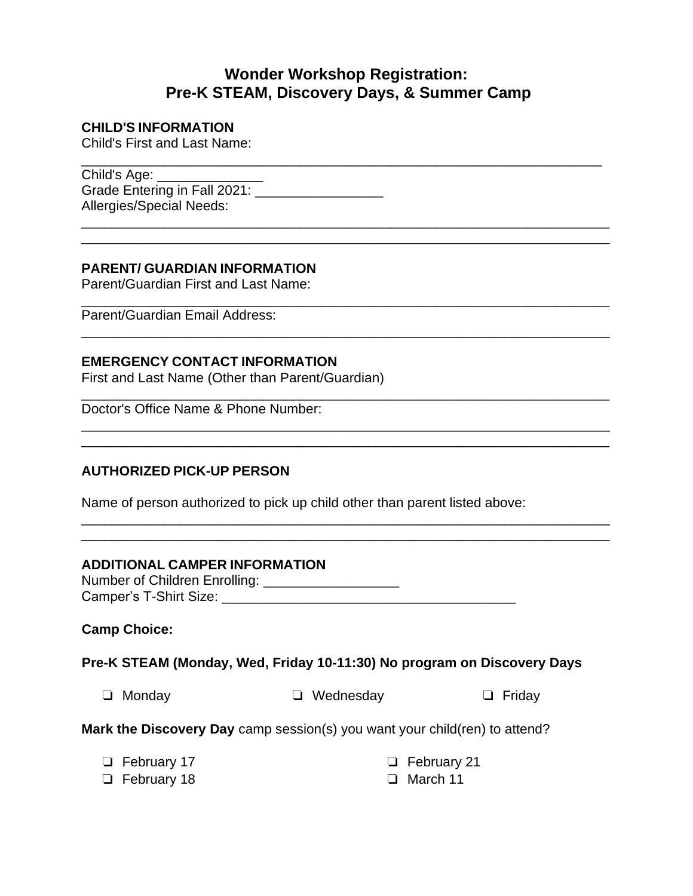# Wonder Workshop Registration: Pre-K STEAM, Discovery Days, & Summer Camp

**CHILD'S INFORMATION**

Child's First and Last Name:

_______________________________________________________________________

Child's Age: _____________

Grade Entering in Fall 2021: ________________

Allergies/Special Needs:

_______________________________________________________________________

_______________________________________________________________________

**PARENT/ GUARDIAN INFORMATION**

Parent/Guardian First and Last Name:

_______________________________________________________________________

Parent/Guardian Email Address:

_______________________________________________________________________

**EMERGENCY CONTACT INFORMATION**

First and Last Name (Other than Parent/Guardian)

_______________________________________________________________________

Doctor's Office Name & Phone Number:

_______________________________________________________________________

_______________________________________________________________________

**AUTHORIZED PICK-UP PERSON**

Name of person authorized to pick up child other than parent listed above:

_______________________________________________________________________

_______________________________________________________________________

**ADDITIONAL CAMPER INFORMATION**

Number of Children Enrolling: _________________

Camper's T-Shirt Size: ____________________________________

**Camp Choice:**

**Pre-K STEAM (Monday, Wed, Friday 10-11:30) No program on Discovery Days**

- ❑ Monday
- ❑ Wednesday
- ❑ Friday

**Mark the Discovery Day** camp session(s) you want your child(ren) to attend?

- ❑ February 17
- ❑ February 18
- ❑ February 21
- ❑ March 11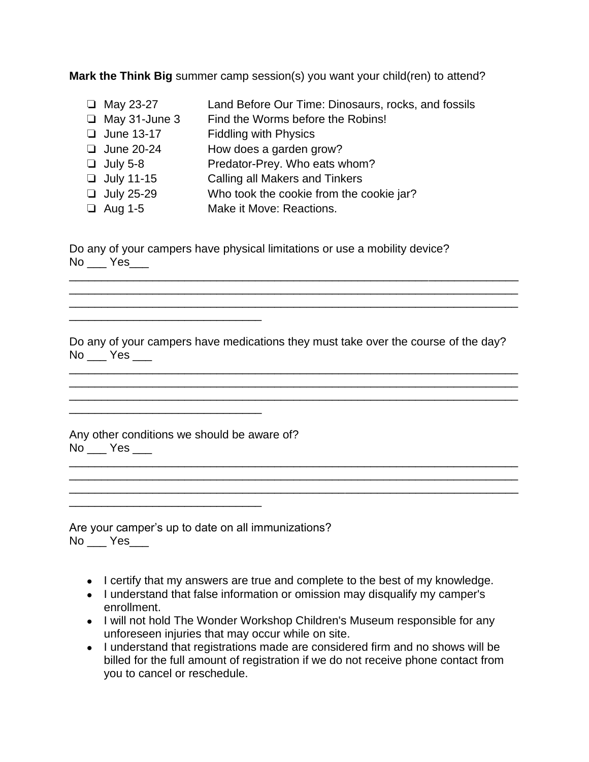**Mark the Think Big** summer camp session(s) you want your child(ren) to attend?

- ❑ May 23-27 Land Before Our Time: Dinosaurs, rocks, and fossils
- ❑ May 31-June 3 Find the Worms before the Robins!
- ❑ June 13-17 Fiddling with Physics
- ❑ June 20-24 How does a garden grow?
- ❑ July 5-8 Predator-Prey. Who eats whom?
- ❑ July 11-15 Calling all Makers and Tinkers
- ❑ July 25-29 Who took the cookie from the cookie jar?
- ❑ Aug 1-5 Make it Move: Reactions.

Do any of your campers have physical limitations or use a mobility device?
No ___ Yes___

________________________________________________________________________
________________________________________________________________________
________________________________________________________________________
______________________________

Do any of your campers have medications they must take over the course of the day?
No ___ Yes ___

________________________________________________________________________
________________________________________________________________________
________________________________________________________________________
______________________________

Any other conditions we should be aware of?
No ___ Yes ___

________________________________________________________________________
________________________________________________________________________
________________________________________________________________________
______________________________

Are your camper's up to date on all immunizations?
No ___ Yes___

- I certify that my answers are true and complete to the best of my knowledge.
- I understand that false information or omission may disqualify my camper's enrollment.
- I will not hold The Wonder Workshop Children's Museum responsible for any unforeseen injuries that may occur while on site.
- I understand that registrations made are considered firm and no shows will be billed for the full amount of registration if we do not receive phone contact from you to cancel or reschedule.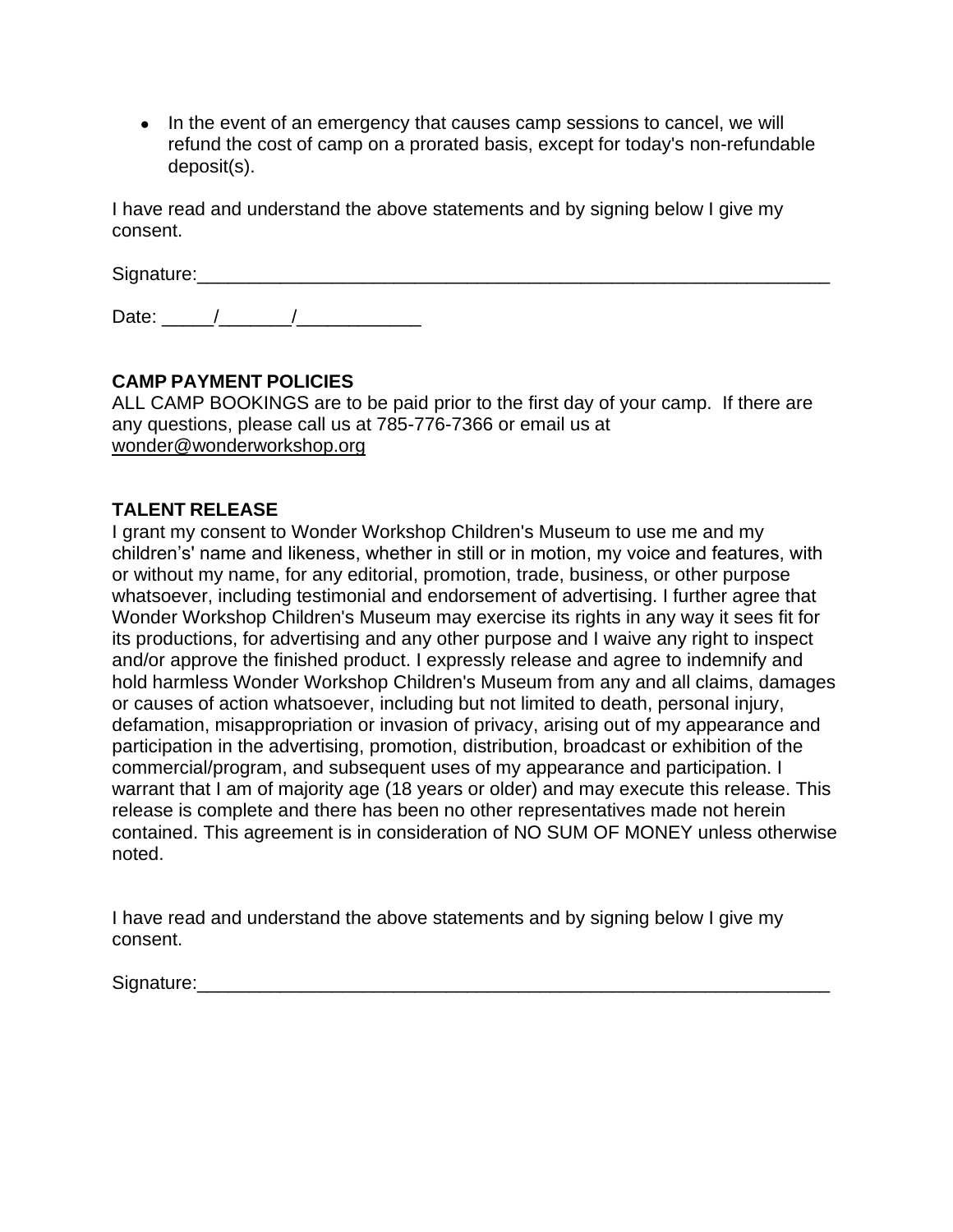- In the event of an emergency that causes camp sessions to cancel, we will refund the cost of camp on a prorated basis, except for today's non-refundable deposit(s).

I have read and understand the above statements and by signing below I give my consent.

Signature:_______________________________________________________________

Date: _____/_______/____________

**CAMP PAYMENT POLICIES**
ALL CAMP BOOKINGS are to be paid prior to the first day of your camp. If there are any questions, please call us at 785-776-7366 or email us at wonder@wonderworkshop.org

**TALENT RELEASE**
I grant my consent to Wonder Workshop Children's Museum to use me and my children's' name and likeness, whether in still or in motion, my voice and features, with or without my name, for any editorial, promotion, trade, business, or other purpose whatsoever, including testimonial and endorsement of advertising. I further agree that Wonder Workshop Children's Museum may exercise its rights in any way it sees fit for its productions, for advertising and any other purpose and I waive any right to inspect and/or approve the finished product. I expressly release and agree to indemnify and hold harmless Wonder Workshop Children's Museum from any and all claims, damages or causes of action whatsoever, including but not limited to death, personal injury, defamation, misappropriation or invasion of privacy, arising out of my appearance and participation in the advertising, promotion, distribution, broadcast or exhibition of the commercial/program, and subsequent uses of my appearance and participation. I warrant that I am of majority age (18 years or older) and may execute this release. This release is complete and there has been no other representatives made not herein contained. This agreement is in consideration of NO SUM OF MONEY unless otherwise noted.

I have read and understand the above statements and by signing below I give my consent.

Signature:_______________________________________________________________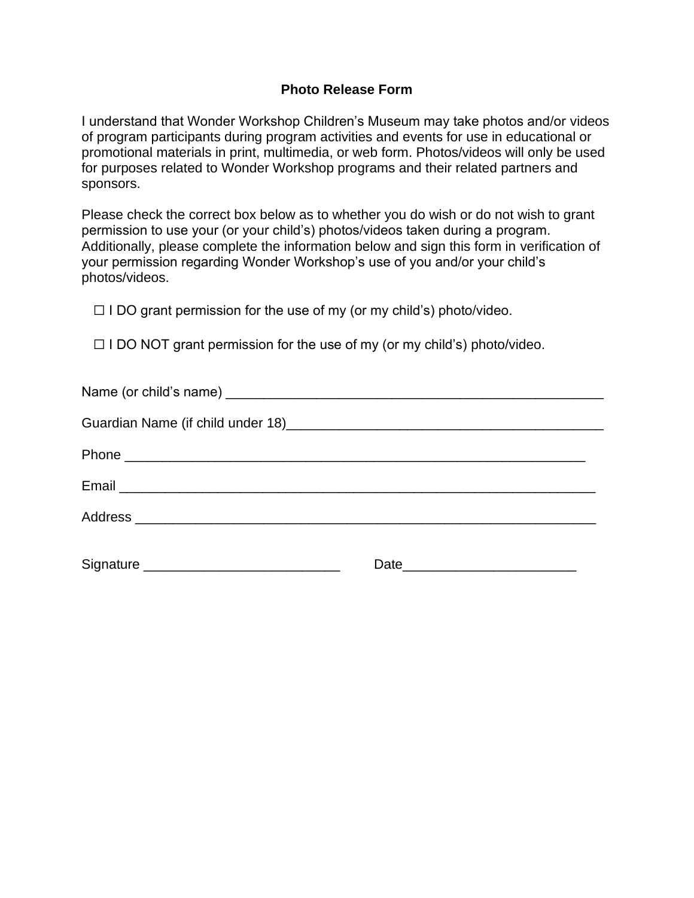**Photo Release Form**

I understand that Wonder Workshop Children's Museum may take photos and/or videos of program participants during program activities and events for use in educational or promotional materials in print, multimedia, or web form. Photos/videos will only be used for purposes related to Wonder Workshop programs and their related partners and sponsors.

Please check the correct box below as to whether you do wish or do not wish to grant permission to use your (or your child's) photos/videos taken during a program. Additionally, please complete the information below and sign this form in verification of your permission regarding Wonder Workshop's use of you and/or your child's photos/videos.

☐ I DO grant permission for the use of my (or my child's) photo/video.

☐ I DO NOT grant permission for the use of my (or my child's) photo/video.

Name (or child's name) ____________________________________________________

Guardian Name (if child under 18)___________________________________________

Phone _______________________________________________________________

Email ________________________________________________________________

Address ______________________________________________________________

Signature __________________________ Date_______________________